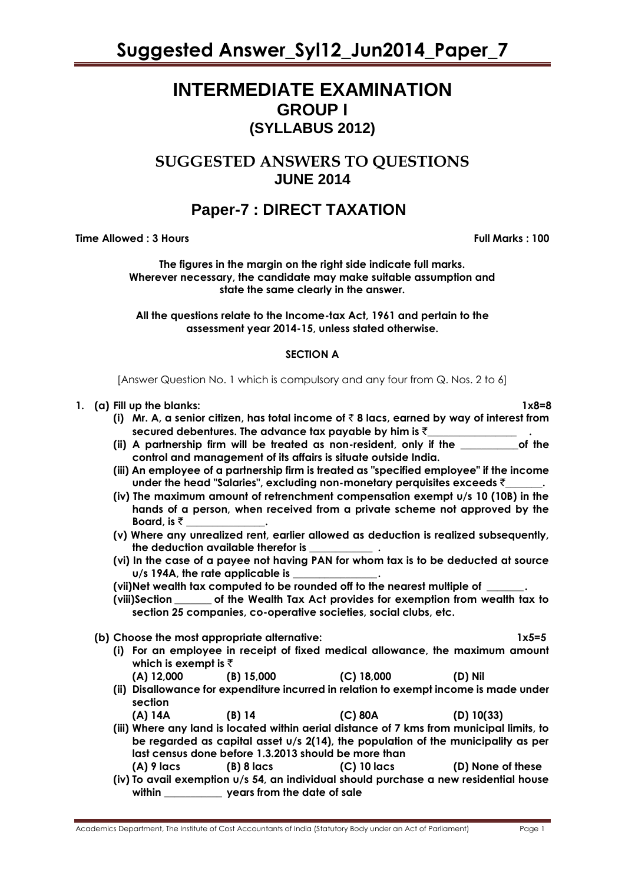# Suggested Answer_Syl12_Jun2014_Paper_7

## INTERMEDIATE EXAMINATION
## GROUP I
## (SYLLABUS 2012)

## SUGGESTED ANSWERS TO QUESTIONS
## JUNE 2014

## Paper-7 : DIRECT TAXATION

**Time Allowed : 3 Hours** **Full Marks : 100**

**The figures in the margin on the right side indicate full marks.**
**Wherever necessary, the candidate may make suitable assumption and state the same clearly in the answer.**

**All the questions relate to the Income-tax Act, 1961 and pertain to the assessment year 2014-15, unless stated otherwise.**

**SECTION A**

[Answer Question No. 1 which is compulsory and any four from Q. Nos. 2 to 6]

**1. (a) Fill up the blanks:** **1x8=8**

**(i) Mr. A, a senior citizen, has total income of ₹ 8 lacs, earned by way of interest from secured debentures. The advance tax payable by him is ₹________________ .**

**(ii) A partnership firm will be treated as non-resident, only if the __________of the control and management of its affairs is situate outside India.**

**(iii) An employee of a partnership firm is treated as "specified employee" if the income under the head "Salaries", excluding non-monetary perquisites exceeds ₹_______.**

**(iv) The maximum amount of retrenchment compensation exempt u/s 10 (10B) in the hands of a person, when received from a private scheme not approved by the Board, is ₹ ______________.**

**(v) Where any unrealized rent, earlier allowed as deduction is realized subsequently, the deduction available therefor is ___________ .**

**(vi) In the case of a payee not having PAN for whom tax is to be deducted at source u/s 194A, the rate applicable is _______________.**

**(vii) Net wealth tax computed to be rounded off to the nearest multiple of _______.**

**(viii) Section _______ of the Wealth Tax Act provides for exemption from wealth tax to section 25 companies, co-operative societies, social clubs, etc.**

**(b) Choose the most appropriate alternative:** **1x5=5**

**(i) For an employee in receipt of fixed medical allowance, the maximum amount which is exempt is ₹**

**(A) 12,000 (B) 15,000 (C) 18,000 (D) Nil**

**(ii) Disallowance for expenditure incurred in relation to exempt income is made under section**

**(A) 14A (B) 14 (C) 80A (D) 10(33)**

**(iii) Where any land is located within aerial distance of 7 kms from municipal limits, to be regarded as capital asset u/s 2(14), the population of the municipality as per last census done before 1.3.2013 should be more than**

**(A) 9 lacs (B) 8 lacs (C) 10 lacs (D) None of these**

**(iv) To avail exemption u/s 54, an individual should purchase a new residential house within __________ years from the date of sale**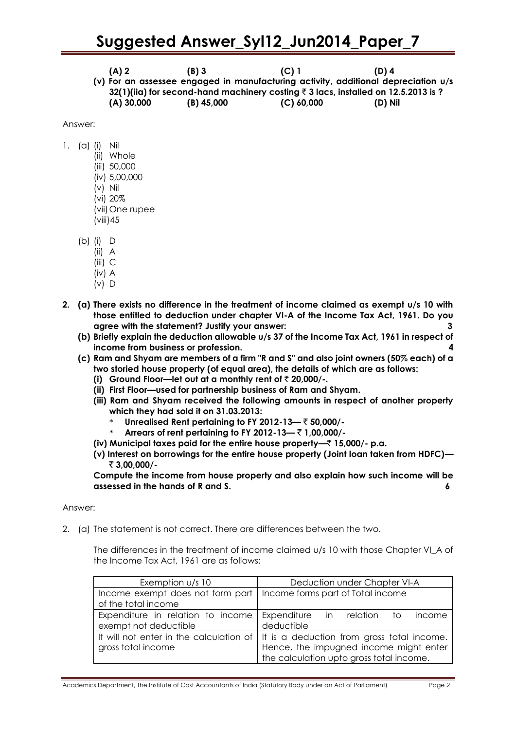**(A) 2 (B) 3 (C) 1 (D) 4**

**(v) For an assessee engaged in manufacturing activity, additional depreciation u/s 32(1)(iia) for second-hand machinery costing ₹ 3 lacs, installed on 12.5.2013 is ?**

**(A) 30,000 (B) 45,000 (C) 60,000 (D) Nil**

Answer:

1. (a) (i) Nil
   (ii) Whole
   (iii) 50,000
   (iv) 5,00,000
   (v) Nil
   (vi) 20%
   (vii) One rupee
   (viii) 45

   (b) (i) D
   (ii) A
   (iii) C
   (iv) A
   (v) D

**2. (a) There exists no difference in the treatment of income claimed as exempt u/s 10 with those entitled to deduction under chapter VI-A of the Income Tax Act, 1961. Do you agree with the statement? Justify your answer: 3**

**(b) Briefly explain the deduction allowable u/s 37 of the Income Tax Act, 1961 in respect of income from business or profession. 4**

**(c) Ram and Shyam are members of a firm "R and S" and also joint owners (50% each) of a two storied house property (of equal area), the details of which are as follows:**

**(i) Ground Floor—let out at a monthly rent of ₹ 20,000/-.**

**(ii) First Floor—used for partnership business of Ram and Shyam.**

**(iii) Ram and Shyam received the following amounts in respect of another property which they had sold it on 31.03.2013:**

* **Unrealised Rent pertaining to FY 2012-13— ₹ 50,000/-**
* **Arrears of rent pertaining to FY 2012-13— ₹ 1,00,000/-**

**(iv) Municipal taxes paid for the entire house property—₹ 15,000/- p.a.**

**(v) Interest on borrowings for the entire house property (Joint loan taken from HDFC)— ₹ 3,00,000/-**

**Compute the income from house property and also explain how such income will be assessed in the hands of R and S. 6**

Answer:

2. (a) The statement is not correct. There are differences between the two.

The differences in the treatment of income claimed u/s 10 with those Chapter VI_A of the Income Tax Act, 1961 are as follows:

| Exemption u/s 10 | Deduction under Chapter VI-A |
|---|---|
| Income exempt does not form part of the total income | Income forms part of Total income |
| Expenditure in relation to income exempt not deductible | Expenditure in relation to income deductible |
| It will not enter in the calculation of gross total income | It is a deduction from gross total income. Hence, the impugned income might enter the calculation upto gross total income. |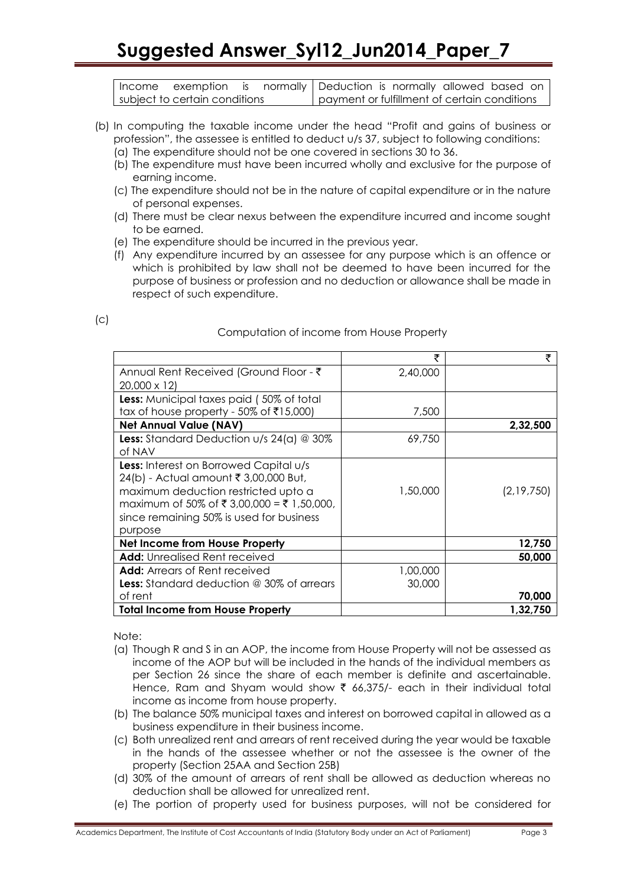| Income exemption is normally subject to certain conditions | Deduction is normally allowed based on payment or fulfillment of certain conditions |
|---|---|

(b) In computing the taxable income under the head "Profit and gains of business or profession", the assessee is entitled to deduct u/s 37, subject to following conditions:

(a) The expenditure should not be one covered in sections 30 to 36.

(b) The expenditure must have been incurred wholly and exclusive for the purpose of earning income.

(c) The expenditure should not be in the nature of capital expenditure or in the nature of personal expenses.

(d) There must be clear nexus between the expenditure incurred and income sought to be earned.

(e) The expenditure should be incurred in the previous year.

(f) Any expenditure incurred by an assessee for any purpose which is an offence or which is prohibited by law shall not be deemed to have been incurred for the purpose of business or profession and no deduction or allowance shall be made in respect of such expenditure.

(c)

Computation of income from House Property

| | ₹ | ₹ |
|---|---|---|
| Annual Rent Received (Ground Floor - ₹ 20,000 x 12) | 2,40,000 | |
| **Less:** Municipal taxes paid ( 50% of total tax of house property - 50% of ₹15,000) | 7,500 | |
| **Net Annual Value (NAV)** | | **2,32,500** |
| **Less:** Standard Deduction u/s 24(a) @ 30% of NAV | 69,750 | |
| **Less:** Interest on Borrowed Capital u/s 24(b) - Actual amount ₹ 3,00,000 But, maximum deduction restricted upto a maximum of 50% of ₹ 3,00,000 = ₹ 1,50,000, since remaining 50% is used for business purpose | 1,50,000 | (2,19,750) |
| **Net Income from House Property** | | **12,750** |
| **Add:** Unrealised Rent received | | **50,000** |
| **Add:** Arrears of Rent received<br>**Less:** Standard deduction @ 30% of arrears of rent | 1,00,000<br>30,000 | **70,000** |
| **Total Income from House Property** | | **1,32,750** |

Note:

(a) Though R and S in an AOP, the income from House Property will not be assessed as income of the AOP but will be included in the hands of the individual members as per Section 26 since the share of each member is definite and ascertainable. Hence, Ram and Shyam would show ₹ 66,375/- each in their individual total income as income from house property.

(b) The balance 50% municipal taxes and interest on borrowed capital in allowed as a business expenditure in their business income.

(c) Both unrealized rent and arrears of rent received during the year would be taxable in the hands of the assessee whether or not the assessee is the owner of the property (Section 25AA and Section 25B)

(d) 30% of the amount of arrears of rent shall be allowed as deduction whereas no deduction shall be allowed for unrealized rent.

(e) The portion of property used for business purposes, will not be considered for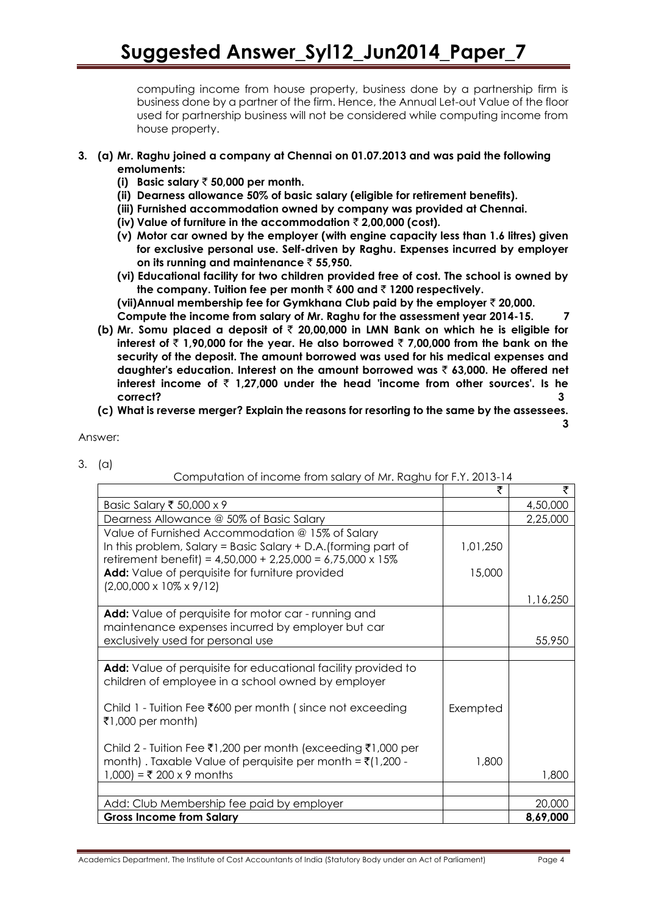computing income from house property, business done by a partnership firm is business done by a partner of the firm. Hence, the Annual Let-out Value of the floor used for partnership business will not be considered while computing income from house property.

**3. (a) Mr. Raghu joined a company at Chennai on 01.07.2013 and was paid the following emoluments:**

**(i) Basic salary ₹ 50,000 per month.**

**(ii) Dearness allowance 50% of basic salary (eligible for retirement benefits).**

**(iii) Furnished accommodation owned by company was provided at Chennai.**

**(iv) Value of furniture in the accommodation ₹ 2,00,000 (cost).**

**(v) Motor car owned by the employer (with engine capacity less than 1.6 litres) given for exclusive personal use. Self-driven by Raghu. Expenses incurred by employer on its running and maintenance ₹ 55,950.**

**(vi) Educational facility for two children provided free of cost. The school is owned by the company. Tuition fee per month ₹ 600 and ₹ 1200 respectively.**

**(vii) Annual membership fee for Gymkhana Club paid by the employer ₹ 20,000.**

**Compute the income from salary of Mr. Raghu for the assessment year 2014-15. 7**

**(b) Mr. Somu placed a deposit of ₹ 20,00,000 in LMN Bank on which he is eligible for interest of ₹ 1,90,000 for the year. He also borrowed ₹ 7,00,000 from the bank on the security of the deposit. The amount borrowed was used for his medical expenses and daughter's education. Interest on the amount borrowed was ₹ 63,000. He offered net interest income of ₹ 1,27,000 under the head 'income from other sources'. Is he correct? 3**

**(c) What is reverse merger? Explain the reasons for resorting to the same by the assessees. 3**

Answer:

3. (a)

Computation of income from salary of Mr. Raghu for F.Y. 2013-14

| | ₹ | ₹ |
|---|---|---|
| Basic Salary ₹ 50,000 x 9 | | 4,50,000 |
| Dearness Allowance @ 50% of Basic Salary | | 2,25,000 |
| Value of Furnished Accommodation @ 15% of Salary<br>In this problem, Salary = Basic Salary + D.A.(forming part of retirement benefit) = 4,50,000 + 2,25,000 = 6,75,000 x 15% | 1,01,250 | |
| **Add:** Value of perquisite for furniture provided (2,00,000 x 10% x 9/12) | 15,000 | |
| | | 1,16,250 |
| **Add:** Value of perquisite for motor car - running and maintenance expenses incurred by employer but car exclusively used for personal use | | 55,950 |
| | | |
| **Add:** Value of perquisite for educational facility provided to children of employee in a school owned by employer | | |
| Child 1 - Tuition Fee ₹600 per month ( since not exceeding ₹1,000 per month) | Exempted | |
| Child 2 - Tuition Fee ₹1,200 per month (exceeding ₹1,000 per month) . Taxable Value of perquisite per month = ₹(1,200 - 1,000) = ₹ 200 x 9 months | 1,800 | 1,800 |
| | | |
| Add: Club Membership fee paid by employer | | 20,000 |
| **Gross Income from Salary** | | **8,69,000** |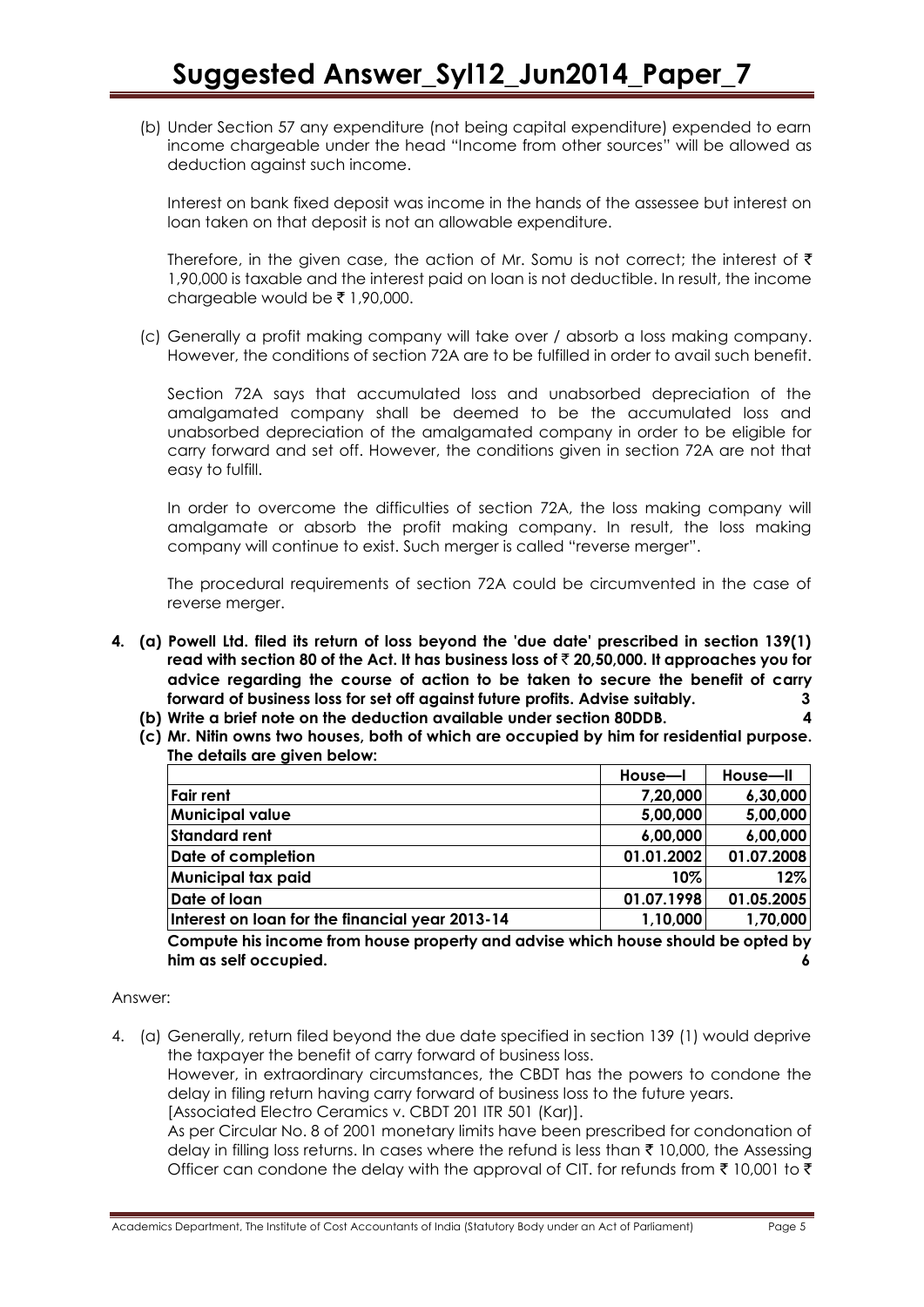(b) Under Section 57 any expenditure (not being capital expenditure) expended to earn income chargeable under the head "Income from other sources" will be allowed as deduction against such income.

Interest on bank fixed deposit was income in the hands of the assessee but interest on loan taken on that deposit is not an allowable expenditure.

Therefore, in the given case, the action of Mr. Somu is not correct; the interest of ₹ 1,90,000 is taxable and the interest paid on loan is not deductible. In result, the income chargeable would be ₹ 1,90,000.

(c) Generally a profit making company will take over / absorb a loss making company. However, the conditions of section 72A are to be fulfilled in order to avail such benefit.

Section 72A says that accumulated loss and unabsorbed depreciation of the amalgamated company shall be deemed to be the accumulated loss and unabsorbed depreciation of the amalgamated company in order to be eligible for carry forward and set off. However, the conditions given in section 72A are not that easy to fulfill.

In order to overcome the difficulties of section 72A, the loss making company will amalgamate or absorb the profit making company. In result, the loss making company will continue to exist. Such merger is called "reverse merger".

The procedural requirements of section 72A could be circumvented in the case of reverse merger.

**4. (a) Powell Ltd. filed its return of loss beyond the 'due date' prescribed in section 139(1) read with section 80 of the Act. It has business loss of ₹ 20,50,000. It approaches you for advice regarding the course of action to be taken to secure the benefit of carry forward of business loss for set off against future profits. Advise suitably. 3**

**(b) Write a brief note on the deduction available under section 80DDB. 4**

**(c) Mr. Nitin owns two houses, both of which are occupied by him for residential purpose. The details are given below:**

| | House—I | House—II |
|---|---|---|
| Fair rent | 7,20,000 | 6,30,000 |
| Municipal value | 5,00,000 | 5,00,000 |
| Standard rent | 6,00,000 | 6,00,000 |
| Date of completion | 01.01.2002 | 01.07.2008 |
| Municipal tax paid | 10% | 12% |
| Date of loan | 01.07.1998 | 01.05.2005 |
| Interest on loan for the financial year 2013-14 | 1,10,000 | 1,70,000 |

**Compute his income from house property and advise which house should be opted by him as self occupied. 6**

Answer:

4. (a) Generally, return filed beyond the due date specified in section 139 (1) would deprive the taxpayer the benefit of carry forward of business loss.

However, in extraordinary circumstances, the CBDT has the powers to condone the delay in filing return having carry forward of business loss to the future years. [Associated Electro Ceramics v. CBDT 201 ITR 501 (Kar)].

As per Circular No. 8 of 2001 monetary limits have been prescribed for condonation of delay in filling loss returns. In cases where the refund is less than ₹ 10,000, the Assessing Officer can condone the delay with the approval of CIT. for refunds from ₹ 10,001 to ₹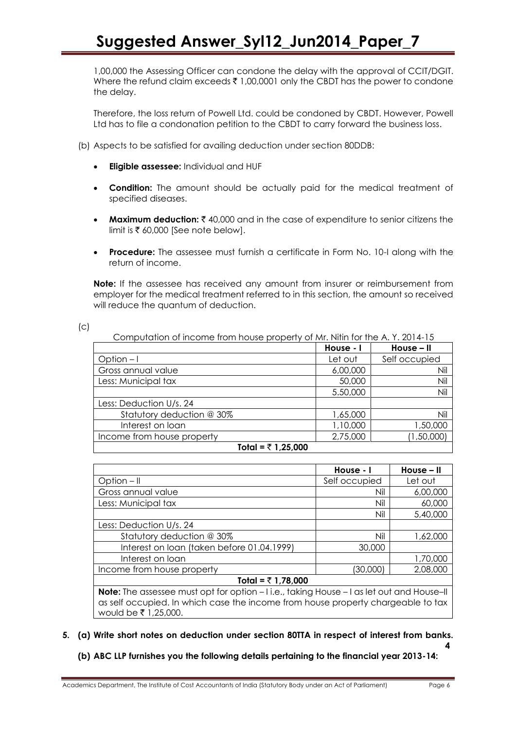1,00,000 the Assessing Officer can condone the delay with the approval of CCIT/DGIT. Where the refund claim exceeds ₹ 1,00,0001 only the CBDT has the power to condone the delay.

Therefore, the loss return of Powell Ltd. could be condoned by CBDT. However, Powell Ltd has to file a condonation petition to the CBDT to carry forward the business loss.

(b) Aspects to be satisfied for availing deduction under section 80DDB:

- **Eligible assessee:** Individual and HUF
- **Condition:** The amount should be actually paid for the medical treatment of specified diseases.
- **Maximum deduction:** ₹ 40,000 and in the case of expenditure to senior citizens the limit is ₹ 60,000 [See note below].
- **Procedure:** The assessee must furnish a certificate in Form No. 10-I along with the return of income.

**Note:** If the assessee has received any amount from insurer or reimbursement from employer for the medical treatment referred to in this section, the amount so received will reduce the quantum of deduction.

(c)

Computation of income from house property of Mr. Nitin for the A. Y. 2014-15

| | House - I | House – II |
|---|---|---|
| Option – I | Let out | Self occupied |
| Gross annual value | 6,00,000 | Nil |
| Less: Municipal tax | 50,000 | Nil |
| | 5.50,000 | Nil |
| Less: Deduction U/s. 24 | | |
| Statutory deduction @ 30% | 1,65,000 | Nil |
| Interest on loan | 1,10,000 | 1,50,000 |
| Income from house property | 2,75,000 | (1,50,000) |
| **Total = ₹ 1,25,000** | | |

| | House - I | House – II |
|---|---|---|
| Option – II | Self occupied | Let out |
| Gross annual value | Nil | 6,00,000 |
| Less: Municipal tax | Nil | 60,000 |
| | Nil | 5,40,000 |
| Less: Deduction U/s. 24 | | |
| Statutory deduction @ 30% | Nil | 1,62,000 |
| Interest on loan (taken before 01.04.1999) | 30,000 | |
| Interest on loan | | 1,70,000 |
| Income from house property | (30,000) | 2,08,000 |
| **Total = ₹ 1,78,000** | | |

**Note:** The assessee must opt for option – I i.e., taking House – I as let out and House–II as self occupied. In which case the income from house property chargeable to tax would be ₹ 1,25,000.

**5. (a) Write short notes on deduction under section 80TTA in respect of interest from banks. 4**

**(b) ABC LLP furnishes you the following details pertaining to the financial year 2013-14:**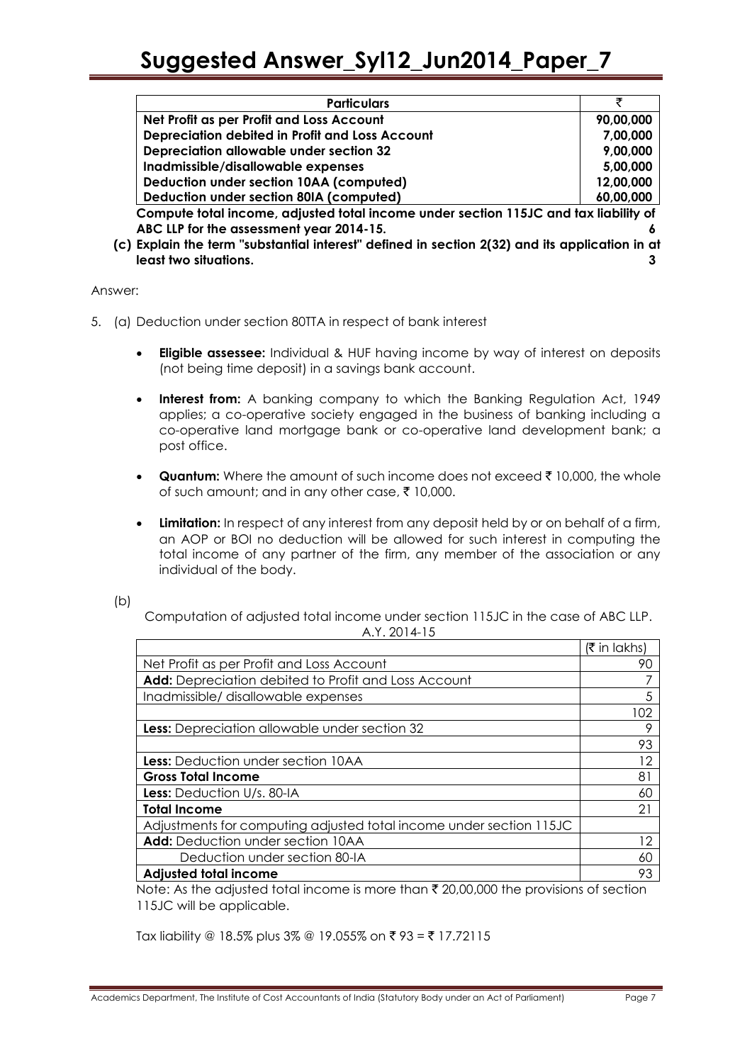| Particulars | ₹ |
|---|---|
| **Net Profit as per Profit and Loss Account** | **90,00,000** |
| **Depreciation debited in Profit and Loss Account** | **7,00,000** |
| **Depreciation allowable under section 32** | **9,00,000** |
| **Inadmissible/disallowable expenses** | **5,00,000** |
| **Deduction under section 10AA (computed)** | **12,00,000** |
| **Deduction under section 80IA (computed)** | **60,00,000** |

**Compute total income, adjusted total income under section 115JC and tax liability of ABC LLP for the assessment year 2014-15.** **6**

**(c) Explain the term "substantial interest" defined in section 2(32) and its application in at least two situations.** **3**

Answer:

5. (a) Deduction under section 80TTA in respect of bank interest

- **Eligible assessee:** Individual & HUF having income by way of interest on deposits (not being time deposit) in a savings bank account.
- **Interest from:** A banking company to which the Banking Regulation Act, 1949 applies; a co-operative society engaged in the business of banking including a co-operative land mortgage bank or co-operative land development bank; a post office.
- **Quantum:** Where the amount of such income does not exceed ₹ 10,000, the whole of such amount; and in any other case, ₹ 10,000.
- **Limitation:** In respect of any interest from any deposit held by or on behalf of a firm, an AOP or BOI no deduction will be allowed for such interest in computing the total income of any partner of the firm, any member of the association or any individual of the body.

(b)

Computation of adjusted total income under section 115JC in the case of ABC LLP.
A.Y. 2014-15

| | (₹ in lakhs) |
|---|---|
| Net Profit as per Profit and Loss Account | 90 |
| **Add:** Depreciation debited to Profit and Loss Account | 7 |
| Inadmissible/ disallowable expenses | 5 |
| | 102 |
| **Less:** Depreciation allowable under section 32 | 9 |
| | 93 |
| **Less:** Deduction under section 10AA | 12 |
| **Gross Total Income** | 81 |
| **Less:** Deduction U/s. 80-IA | 60 |
| **Total Income** | 21 |
| Adjustments for computing adjusted total income under section 115JC | |
| **Add:** Deduction under section 10AA | 12 |
| Deduction under section 80-IA | 60 |
| **Adjusted total income** | 93 |

Note: As the adjusted total income is more than ₹ 20,00,000 the provisions of section 115JC will be applicable.

Tax liability @ 18.5% plus 3% @ 19.055% on ₹ 93 = ₹ 17.72115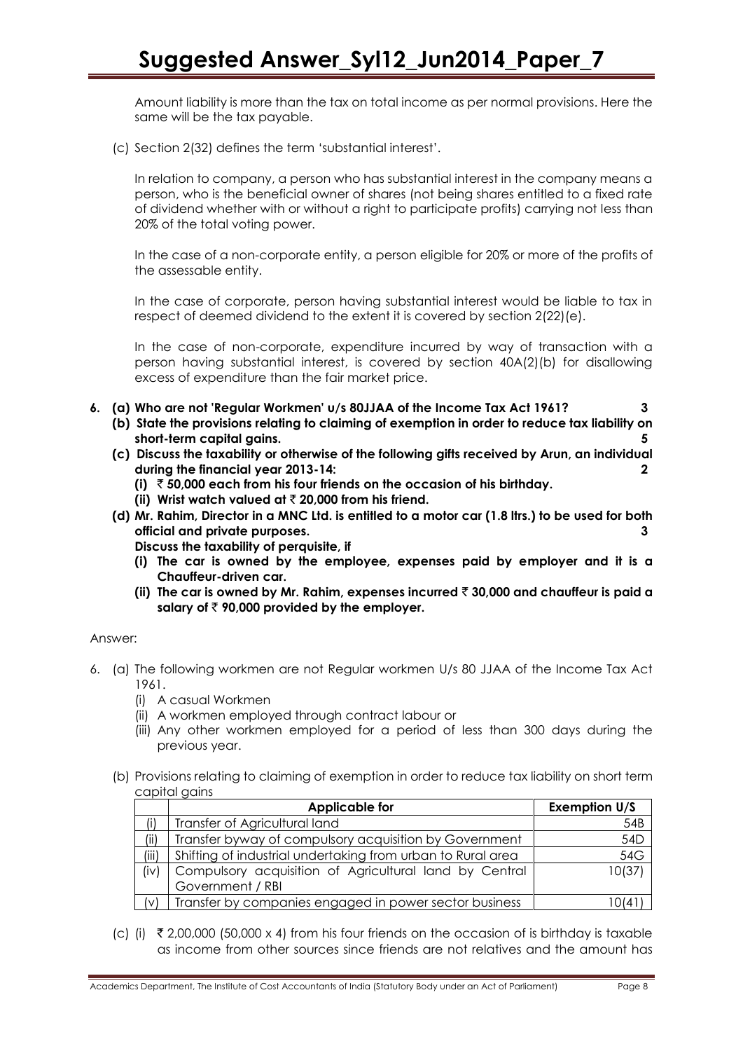Amount liability is more than the tax on total income as per normal provisions. Here the same will be the tax payable.

(c) Section 2(32) defines the term 'substantial interest'.

In relation to company, a person who has substantial interest in the company means a person, who is the beneficial owner of shares (not being shares entitled to a fixed rate of dividend whether with or without a right to participate profits) carrying not less than 20% of the total voting power.

In the case of a non-corporate entity, a person eligible for 20% or more of the profits of the assessable entity.

In the case of corporate, person having substantial interest would be liable to tax in respect of deemed dividend to the extent it is covered by section 2(22)(e).

In the case of non-corporate, expenditure incurred by way of transaction with a person having substantial interest, is covered by section 40A(2)(b) for disallowing excess of expenditure than the fair market price.

**6. (a) Who are not 'Regular Workmen' u/s 80JJAA of the Income Tax Act 1961? 3**

**(b) State the provisions relating to claiming of exemption in order to reduce tax liability on short-term capital gains. 5**

**(c) Discuss the taxability or otherwise of the following gifts received by Arun, an individual during the financial year 2013-14: 2**

**(i) ₹ 50,000 each from his four friends on the occasion of his birthday.**

**(ii) Wrist watch valued at ₹ 20,000 from his friend.**

**(d) Mr. Rahim, Director in a MNC Ltd. is entitled to a motor car (1.8 ltrs.) to be used for both official and private purposes. 3**

**Discuss the taxability of perquisite, if**

**(i) The car is owned by the employee, expenses paid by employer and it is a Chauffeur-driven car.**

**(ii) The car is owned by Mr. Rahim, expenses incurred ₹ 30,000 and chauffeur is paid a salary of ₹ 90,000 provided by the employer.**

Answer:

6. (a) The following workmen are not Regular workmen U/s 80 JJAA of the Income Tax Act 1961.
   (i) A casual Workmen
   (ii) A workmen employed through contract labour or
   (iii) Any other workmen employed for a period of less than 300 days during the previous year.

   (b) Provisions relating to claiming of exemption in order to reduce tax liability on short term capital gains

| | Applicable for | Exemption U/S |
|---|---|---|
| (i) | Transfer of Agricultural land | 54B |
| (ii) | Transfer byway of compulsory acquisition by Government | 54D |
| (iii) | Shifting of industrial undertaking from urban to Rural area | 54G |
| (iv) | Compulsory acquisition of Agricultural land by Central Government / RBI | 10(37) |
| (v) | Transfer by companies engaged in power sector business | 10(41) |

   (c) (i) ₹ 2,00,000 (50,000 x 4) from his four friends on the occasion of is birthday is taxable as income from other sources since friends are not relatives and the amount has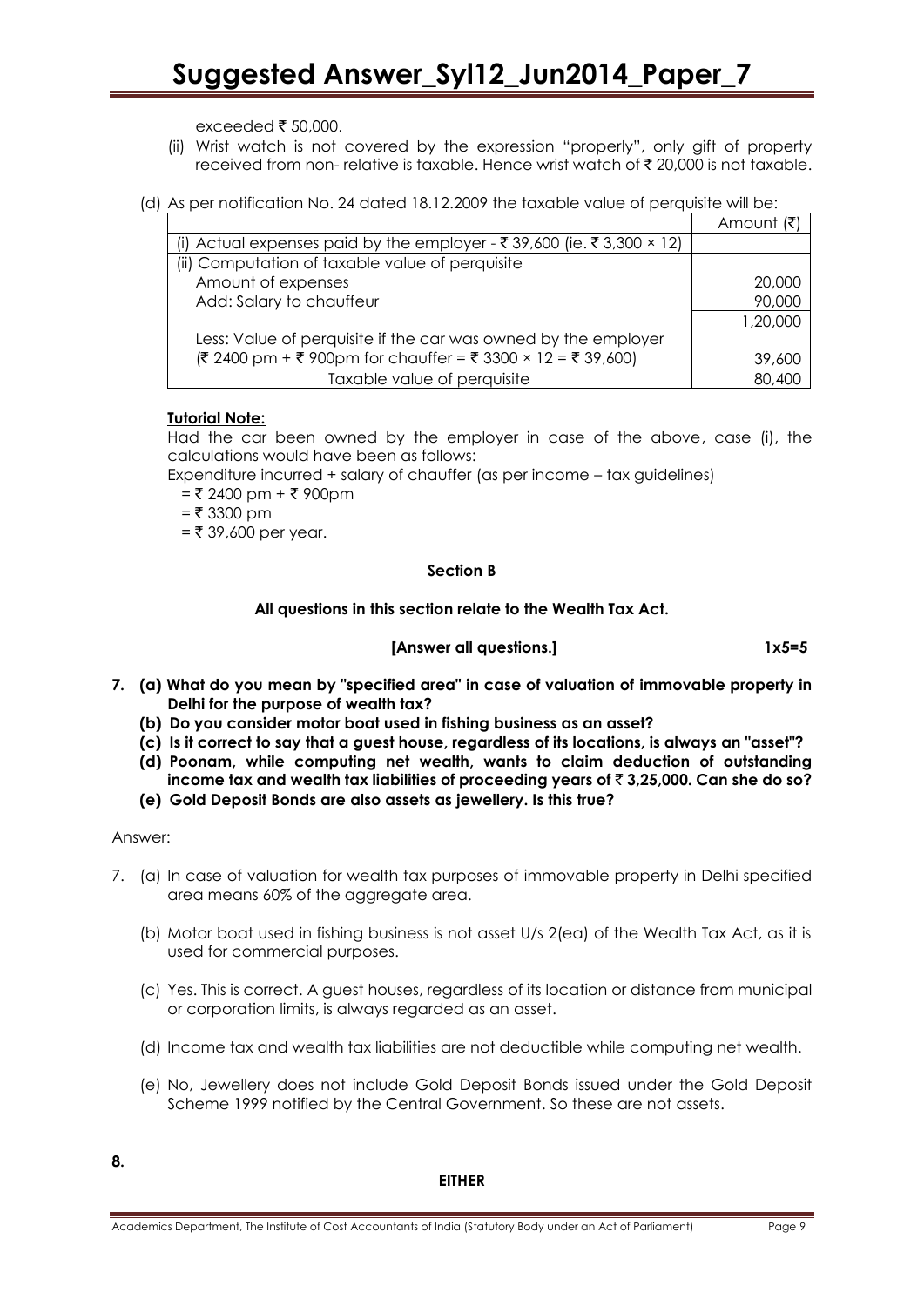exceeded ₹ 50,000.

(ii) Wrist watch is not covered by the expression "properly", only gift of property received from non- relative is taxable. Hence wrist watch of ₹ 20,000 is not taxable.

(d) As per notification No. 24 dated 18.12.2009 the taxable value of perquisite will be:

| | Amount (₹) |
|---|---|
| (i) Actual expenses paid by the employer - ₹ 39,600 (ie. ₹ 3,300 × 12) | |
| (ii) Computation of taxable value of perquisite | |
| Amount of expenses | 20,000 |
| Add: Salary to chauffeur | 90,000 |
| | 1,20,000 |
| Less: Value of perquisite if the car was owned by the employer (₹ 2400 pm + ₹ 900pm for chauffer = ₹ 3300 × 12 = ₹ 39,600) | 39,600 |
| Taxable value of perquisite | 80,400 |

**Tutorial Note:**

Had the car been owned by the employer in case of the above, case (i), the calculations would have been as follows:

Expenditure incurred + salary of chauffer (as per income – tax guidelines)

= ₹ 2400 pm + ₹ 900pm

= ₹ 3300 pm

= ₹ 39,600 per year.

**Section B**

**All questions in this section relate to the Wealth Tax Act.**

**[Answer all questions.] 1x5=5**

7. **(a) What do you mean by "specified area" in case of valuation of immovable property in Delhi for the purpose of wealth tax?**
   **(b) Do you consider motor boat used in fishing business as an asset?**
   **(c) Is it correct to say that a guest house, regardless of its locations, is always an "asset"?**
   **(d) Poonam, while computing net wealth, wants to claim deduction of outstanding income tax and wealth tax liabilities of proceeding years of ₹ 3,25,000. Can she do so?**
   **(e) Gold Deposit Bonds are also assets as jewellery. Is this true?**

Answer:

7. (a) In case of valuation for wealth tax purposes of immovable property in Delhi specified area means 60% of the aggregate area.

   (b) Motor boat used in fishing business is not asset U/s 2(ea) of the Wealth Tax Act, as it is used for commercial purposes.

   (c) Yes. This is correct. A guest houses, regardless of its location or distance from municipal or corporation limits, is always regarded as an asset.

   (d) Income tax and wealth tax liabilities are not deductible while computing net wealth.

   (e) No, Jewellery does not include Gold Deposit Bonds issued under the Gold Deposit Scheme 1999 notified by the Central Government. So these are not assets.

**8.**

**EITHER**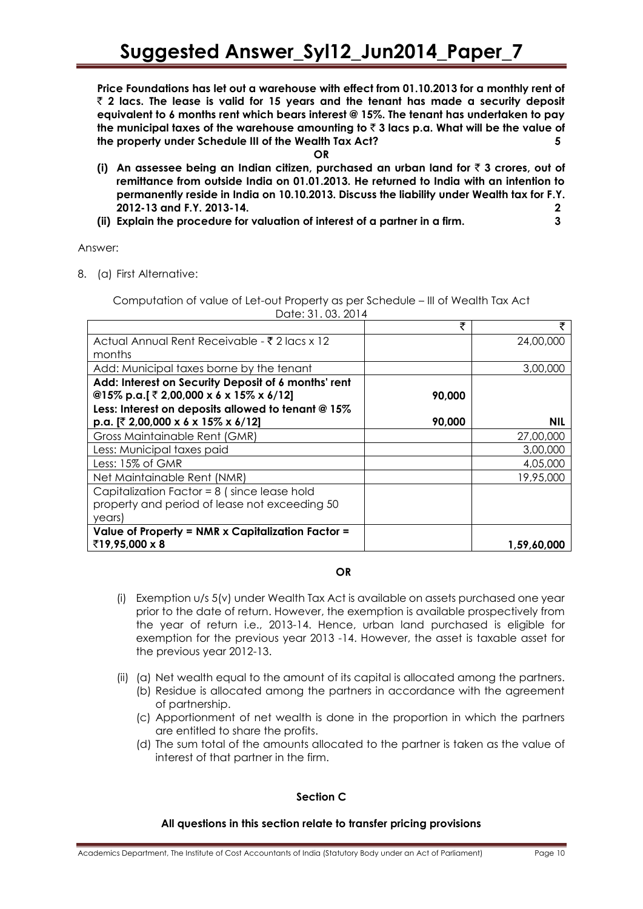**Price Foundations has let out a warehouse with effect from 01.10.2013 for a monthly rent of ₹ 2 lacs. The lease is valid for 15 years and the tenant has made a security deposit equivalent to 6 months rent which bears interest @ 15%. The tenant has undertaken to pay the municipal taxes of the warehouse amounting to ₹ 3 lacs p.a. What will be the value of the property under Schedule III of the Wealth Tax Act?** **5**

**OR**

**(i) An assessee being an Indian citizen, purchased an urban land for ₹ 3 crores, out of remittance from outside India on 01.01.2013. He returned to India with an intention to permanently reside in India on 10.10.2013. Discuss the liability under Wealth tax for F.Y. 2012-13 and F.Y. 2013-14.** **2**

**(ii) Explain the procedure for valuation of interest of a partner in a firm.** **3**

Answer:

8. (a) First Alternative:

Computation of value of Let-out Property as per Schedule – III of Wealth Tax Act
Date: 31. 03. 2014

| | ₹ | ₹ |
|---|---|---|
| Actual Annual Rent Receivable - ₹ 2 lacs x 12 months | | 24,00,000 |
| Add: Municipal taxes borne by the tenant | | 3,00,000 |
| **Add: Interest on Security Deposit of 6 months' rent @15% p.a.[ ₹ 2,00,000 x 6 x 15% x 6/12]** | **90,000** | |
| **Less: Interest on deposits allowed to tenant @ 15% p.a. [₹ 2,00,000 x 6 x 15% x 6/12]** | **90,000** | **NIL** |
| Gross Maintainable Rent (GMR) | | 27,00,000 |
| Less: Municipal taxes paid | | 3,00,000 |
| Less: 15% of GMR | | 4,05,000 |
| Net Maintainable Rent (NMR) | | 19,95,000 |
| Capitalization Factor = 8 ( since lease hold property and period of lease not exceeding 50 years) | | |
| **Value of Property = NMR x Capitalization Factor = ₹19,95,000 x 8** | | **1,59,60,000** |

**OR**

(i) Exemption u/s 5(v) under Wealth Tax Act is available on assets purchased one year prior to the date of return. However, the exemption is available prospectively from the year of return i.e., 2013-14. Hence, urban land purchased is eligible for exemption for the previous year 2013 -14. However, the asset is taxable asset for the previous year 2012-13.

(ii) (a) Net wealth equal to the amount of its capital is allocated among the partners.
   (b) Residue is allocated among the partners in accordance with the agreement of partnership.
   (c) Apportionment of net wealth is done in the proportion in which the partners are entitled to share the profits.
   (d) The sum total of the amounts allocated to the partner is taken as the value of interest of that partner in the firm.

**Section C**

**All questions in this section relate to transfer pricing provisions**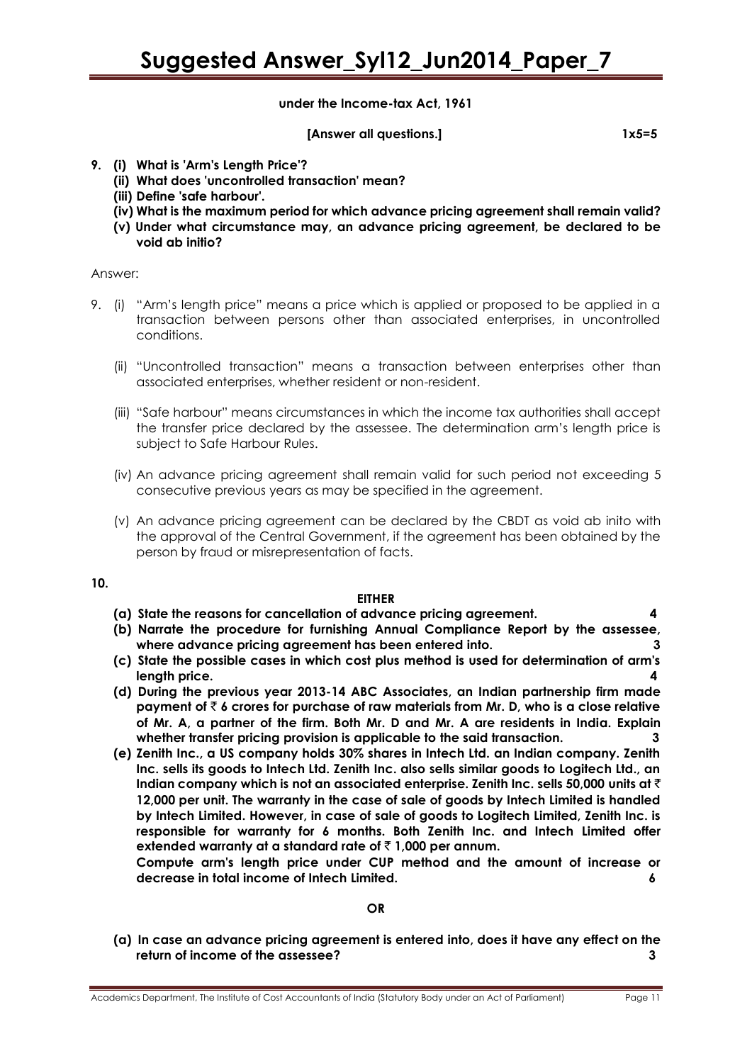**under the Income-tax Act, 1961**

**[Answer all questions.]** **1x5=5**

**9. (i) What is 'Arm's Length Price'?**

**(ii) What does 'uncontrolled transaction' mean?**

**(iii) Define 'safe harbour'.**

**(iv) What is the maximum period for which advance pricing agreement shall remain valid?**

**(v) Under what circumstance may, an advance pricing agreement, be declared to be void ab initio?**

Answer:

9. (i) "Arm's length price" means a price which is applied or proposed to be applied in a transaction between persons other than associated enterprises, in uncontrolled conditions.

   (ii) "Uncontrolled transaction" means a transaction between enterprises other than associated enterprises, whether resident or non-resident.

   (iii) "Safe harbour" means circumstances in which the income tax authorities shall accept the transfer price declared by the assessee. The determination arm's length price is subject to Safe Harbour Rules.

   (iv) An advance pricing agreement shall remain valid for such period not exceeding 5 consecutive previous years as may be specified in the agreement.

   (v) An advance pricing agreement can be declared by the CBDT as void ab inito with the approval of the Central Government, if the agreement has been obtained by the person by fraud or misrepresentation of facts.

**10.**

**EITHER**

**(a) State the reasons for cancellation of advance pricing agreement.** **4**

**(b) Narrate the procedure for furnishing Annual Compliance Report by the assessee, where advance pricing agreement has been entered into.** **3**

**(c) State the possible cases in which cost plus method is used for determination of arm's length price.** **4**

**(d) During the previous year 2013-14 ABC Associates, an Indian partnership firm made payment of ₹ 6 crores for purchase of raw materials from Mr. D, who is a close relative of Mr. A, a partner of the firm. Both Mr. D and Mr. A are residents in India. Explain whether transfer pricing provision is applicable to the said transaction.** **3**

**(e) Zenith Inc., a US company holds 30% shares in Intech Ltd. an Indian company. Zenith Inc. sells its goods to Intech Ltd. Zenith Inc. also sells similar goods to Logitech Ltd., an Indian company which is not an associated enterprise. Zenith Inc. sells 50,000 units at ₹ 12,000 per unit. The warranty in the case of sale of goods by Intech Limited is handled by Intech Limited. However, in case of sale of goods to Logitech Limited, Zenith Inc. is responsible for warranty for 6 months. Both Zenith Inc. and Intech Limited offer extended warranty at a standard rate of ₹ 1,000 per annum.**

**Compute arm's length price under CUP method and the amount of increase or decrease in total income of Intech Limited.** **6**

**OR**

**(a) In case an advance pricing agreement is entered into, does it have any effect on the return of income of the assessee?** **3**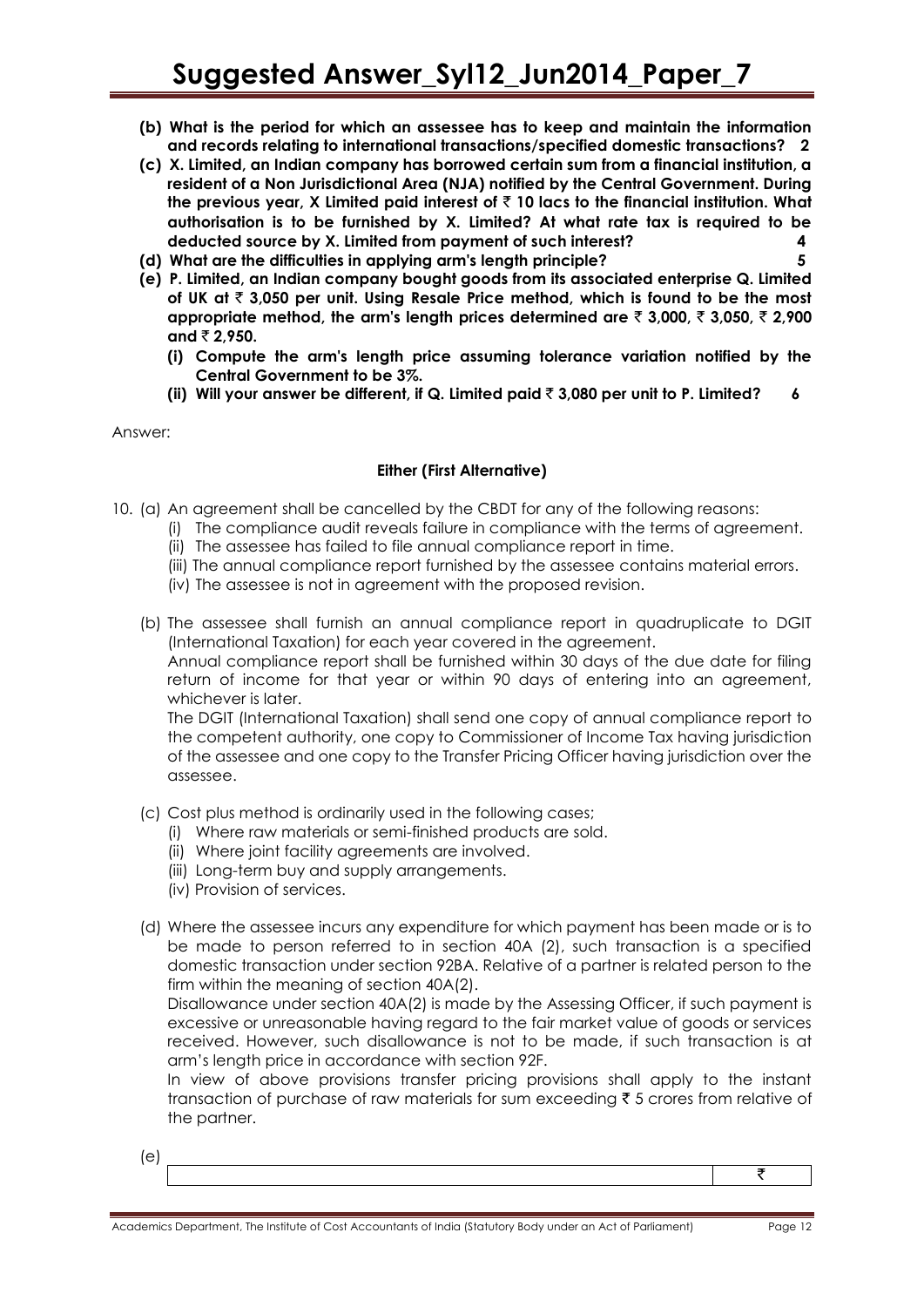**(b) What is the period for which an assessee has to keep and maintain the information and records relating to international transactions/specified domestic transactions? 2**

**(c) X. Limited, an Indian company has borrowed certain sum from a financial institution, a resident of a Non Jurisdictional Area (NJA) notified by the Central Government. During the previous year, X Limited paid interest of ₹ 10 lacs to the financial institution. What authorisation is to be furnished by X. Limited? At what rate tax is required to be deducted source by X. Limited from payment of such interest? 4**

**(d) What are the difficulties in applying arm's length principle? 5**

**(e) P. Limited, an Indian company bought goods from its associated enterprise Q. Limited of UK at ₹ 3,050 per unit. Using Resale Price method, which is found to be the most appropriate method, the arm's length prices determined are ₹ 3,000, ₹ 3,050, ₹ 2,900 and ₹ 2,950.**

**(i) Compute the arm's length price assuming tolerance variation notified by the Central Government to be 3%.**

**(ii) Will your answer be different, if Q. Limited paid ₹ 3,080 per unit to P. Limited? 6**

Answer:

**Either (First Alternative)**

10. (a) An agreement shall be cancelled by the CBDT for any of the following reasons:

(i) The compliance audit reveals failure in compliance with the terms of agreement.

(ii) The assessee has failed to file annual compliance report in time.

(iii) The annual compliance report furnished by the assessee contains material errors.

(iv) The assessee is not in agreement with the proposed revision.

(b) The assessee shall furnish an annual compliance report in quadruplicate to DGIT (International Taxation) for each year covered in the agreement.

Annual compliance report shall be furnished within 30 days of the due date for filing return of income for that year or within 90 days of entering into an agreement, whichever is later.

The DGIT (International Taxation) shall send one copy of annual compliance report to the competent authority, one copy to Commissioner of Income Tax having jurisdiction of the assessee and one copy to the Transfer Pricing Officer having jurisdiction over the assessee.

(c) Cost plus method is ordinarily used in the following cases;

(i) Where raw materials or semi-finished products are sold.

(ii) Where joint facility agreements are involved.

(iii) Long-term buy and supply arrangements.

(iv) Provision of services.

(d) Where the assessee incurs any expenditure for which payment has been made or is to be made to person referred to in section 40A (2), such transaction is a specified domestic transaction under section 92BA. Relative of a partner is related person to the firm within the meaning of section 40A(2).

Disallowance under section 40A(2) is made by the Assessing Officer, if such payment is excessive or unreasonable having regard to the fair market value of goods or services received. However, such disallowance is not to be made, if such transaction is at arm's length price in accordance with section 92F.

In view of above provisions transfer pricing provisions shall apply to the instant transaction of purchase of raw materials for sum exceeding ₹ 5 crores from relative of the partner.

(e)

| | ₹ |
|---|---|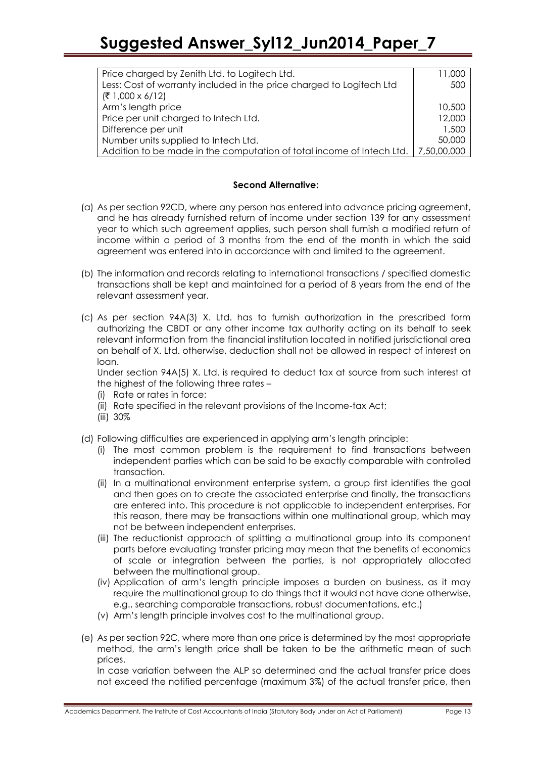| Price charged by Zenith Ltd. to Logitech Ltd. | 11,000 |
|---|---|
| Less: Cost of warranty included in the price charged to Logitech Ltd (₹ 1,000 x 6/12) | 500 |
| Arm's length price | 10,500 |
| Price per unit charged to Intech Ltd. | 12,000 |
| Difference per unit | 1,500 |
| Number units supplied to Intech Ltd. | 50,000 |
| Addition to be made in the computation of total income of Intech Ltd. | 7,50,00,000 |

**Second Alternative:**

(a) As per section 92CD, where any person has entered into advance pricing agreement, and he has already furnished return of income under section 139 for any assessment year to which such agreement applies, such person shall furnish a modified return of income within a period of 3 months from the end of the month in which the said agreement was entered into in accordance with and limited to the agreement.

(b) The information and records relating to international transactions / specified domestic transactions shall be kept and maintained for a period of 8 years from the end of the relevant assessment year.

(c) As per section 94A(3) X. Ltd. has to furnish authorization in the prescribed form authorizing the CBDT or any other income tax authority acting on its behalf to seek relevant information from the financial institution located in notified jurisdictional area on behalf of X. Ltd. otherwise, deduction shall not be allowed in respect of interest on loan.

Under section 94A(5) X. Ltd. is required to deduct tax at source from such interest at the highest of the following three rates –

(i) Rate or rates in force;
(ii) Rate specified in the relevant provisions of the Income-tax Act;
(iii) 30%

(d) Following difficulties are experienced in applying arm's length principle:

(i) The most common problem is the requirement to find transactions between independent parties which can be said to be exactly comparable with controlled transaction.
(ii) In a multinational environment enterprise system, a group first identifies the goal and then goes on to create the associated enterprise and finally, the transactions are entered into. This procedure is not applicable to independent enterprises. For this reason, there may be transactions within one multinational group, which may not be between independent enterprises.
(iii) The reductionist approach of splitting a multinational group into its component parts before evaluating transfer pricing may mean that the benefits of economics of scale or integration between the parties, is not appropriately allocated between the multinational group.
(iv) Application of arm's length principle imposes a burden on business, as it may require the multinational group to do things that it would not have done otherwise, e.g., searching comparable transactions, robust documentations, etc.)
(v) Arm's length principle involves cost to the multinational group.

(e) As per section 92C, where more than one price is determined by the most appropriate method, the arm's length price shall be taken to be the arithmetic mean of such prices.

In case variation between the ALP so determined and the actual transfer price does not exceed the notified percentage (maximum 3%) of the actual transfer price, then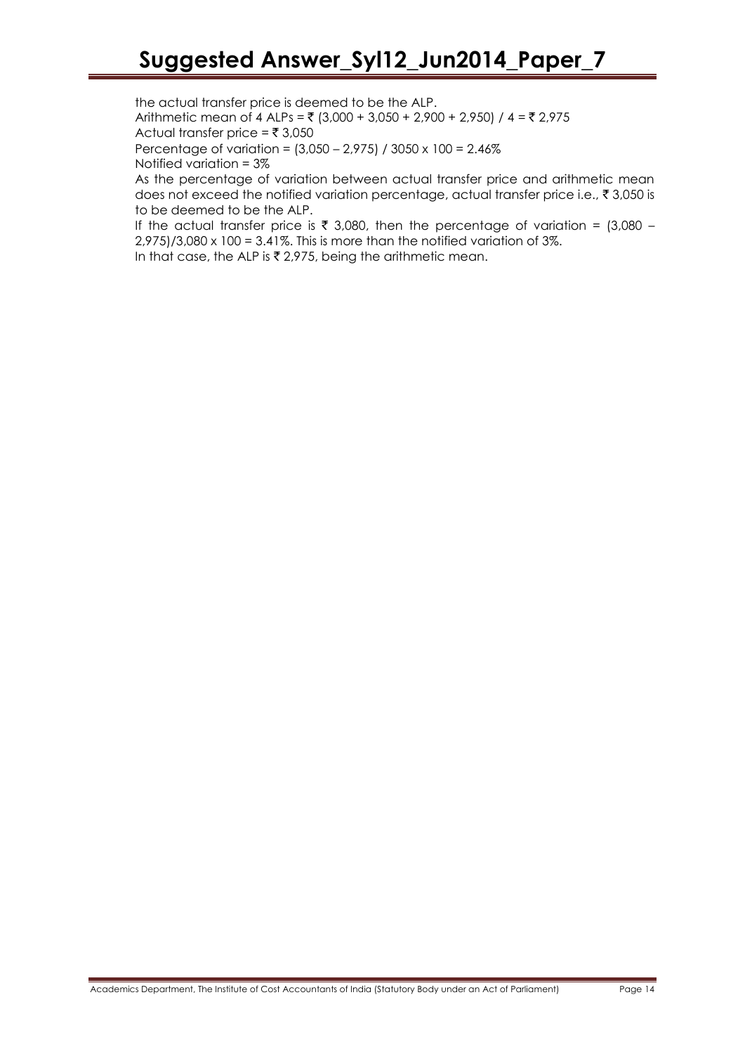the actual transfer price is deemed to be the ALP.

Arithmetic mean of 4 ALPs = ₹ (3,000 + 3,050 + 2,900 + 2,950) / 4 = ₹ 2,975

Actual transfer price = ₹ 3,050

Percentage of variation = (3,050 – 2,975) / 3050 x 100 = 2.46%

Notified variation = 3%

As the percentage of variation between actual transfer price and arithmetic mean does not exceed the notified variation percentage, actual transfer price i.e., ₹ 3,050 is to be deemed to be the ALP.

If the actual transfer price is ₹ 3,080, then the percentage of variation = (3,080 – 2,975)/3,080 x 100 = 3.41%. This is more than the notified variation of 3%.

In that case, the ALP is ₹ 2,975, being the arithmetic mean.